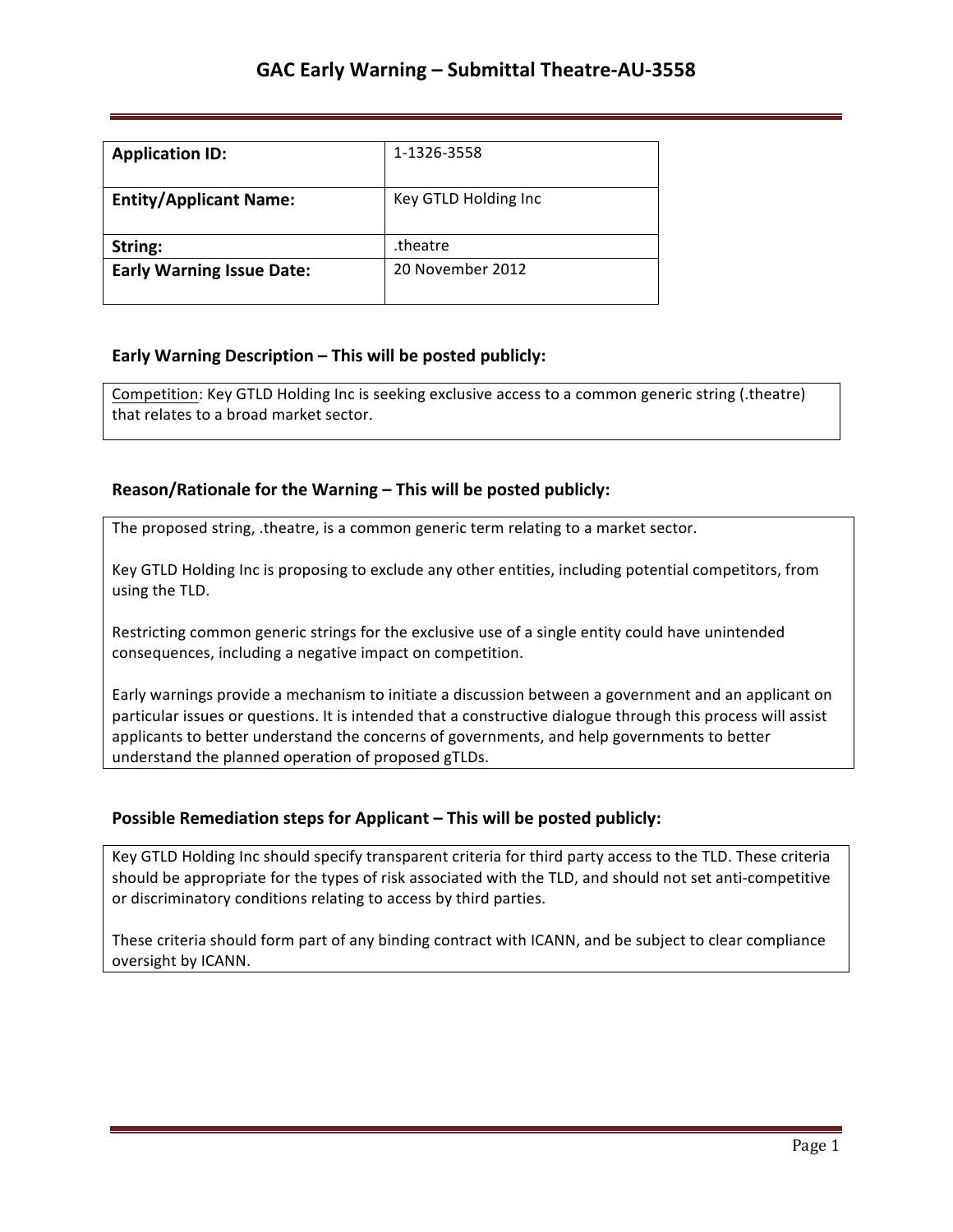# GAC Early Warning – Submittal Theatre-AU-3558

| **Application ID:** | 1-1326-3558 |
|---|---|
| **Entity/Applicant Name:** | Key GTLD Holding Inc |
| **String:** | .theatre |
| **Early Warning Issue Date:** | 20 November 2012 |

### Early Warning Description – This will be posted publicly:

Competition: Key GTLD Holding Inc is seeking exclusive access to a common generic string (.theatre) that relates to a broad market sector.

### Reason/Rationale for the Warning – This will be posted publicly:

The proposed string, .theatre, is a common generic term relating to a market sector.

Key GTLD Holding Inc is proposing to exclude any other entities, including potential competitors, from using the TLD.

Restricting common generic strings for the exclusive use of a single entity could have unintended consequences, including a negative impact on competition.

Early warnings provide a mechanism to initiate a discussion between a government and an applicant on particular issues or questions. It is intended that a constructive dialogue through this process will assist applicants to better understand the concerns of governments, and help governments to better understand the planned operation of proposed gTLDs.

### Possible Remediation steps for Applicant – This will be posted publicly:

Key GTLD Holding Inc should specify transparent criteria for third party access to the TLD. These criteria should be appropriate for the types of risk associated with the TLD, and should not set anti-competitive or discriminatory conditions relating to access by third parties.

These criteria should form part of any binding contract with ICANN, and be subject to clear compliance oversight by ICANN.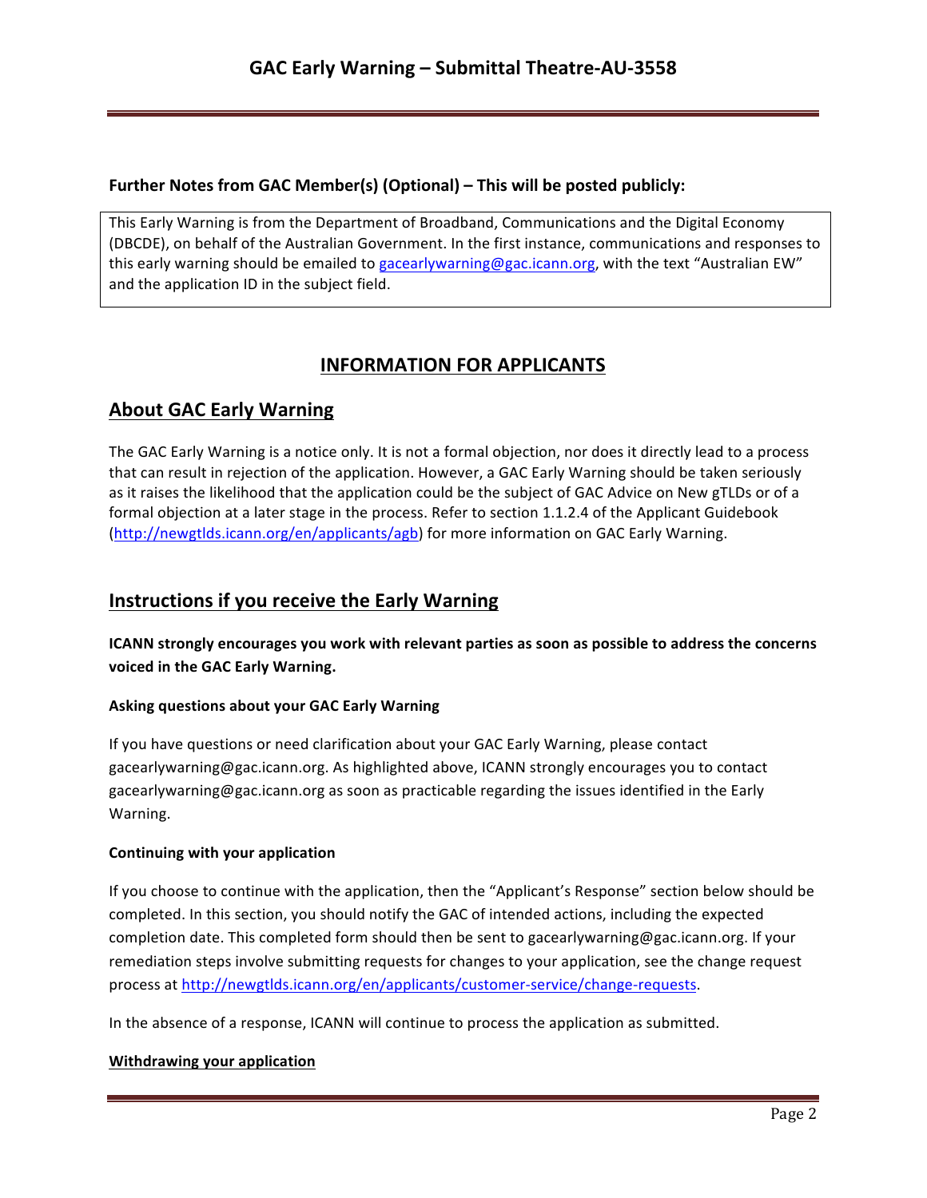**Further Notes from GAC Member(s) (Optional) – This will be posted publicly:**

This Early Warning is from the Department of Broadband, Communications and the Digital Economy (DBCDE), on behalf of the Australian Government. In the first instance, communications and responses to this early warning should be emailed to gacearlywarning@gac.icann.org, with the text "Australian EW" and the application ID in the subject field.

## INFORMATION FOR APPLICANTS

## About GAC Early Warning

The GAC Early Warning is a notice only. It is not a formal objection, nor does it directly lead to a process that can result in rejection of the application. However, a GAC Early Warning should be taken seriously as it raises the likelihood that the application could be the subject of GAC Advice on New gTLDs or of a formal objection at a later stage in the process. Refer to section 1.1.2.4 of the Applicant Guidebook (http://newgtlds.icann.org/en/applicants/agb) for more information on GAC Early Warning.

## Instructions if you receive the Early Warning

**ICANN strongly encourages you work with relevant parties as soon as possible to address the concerns voiced in the GAC Early Warning.**

#### Asking questions about your GAC Early Warning

If you have questions or need clarification about your GAC Early Warning, please contact gacearlywarning@gac.icann.org. As highlighted above, ICANN strongly encourages you to contact gacearlywarning@gac.icann.org as soon as practicable regarding the issues identified in the Early Warning.

#### Continuing with your application

If you choose to continue with the application, then the "Applicant's Response" section below should be completed. In this section, you should notify the GAC of intended actions, including the expected completion date. This completed form should then be sent to gacearlywarning@gac.icann.org. If your remediation steps involve submitting requests for changes to your application, see the change request process at http://newgtlds.icann.org/en/applicants/customer-service/change-requests.

In the absence of a response, ICANN will continue to process the application as submitted.

#### Withdrawing your application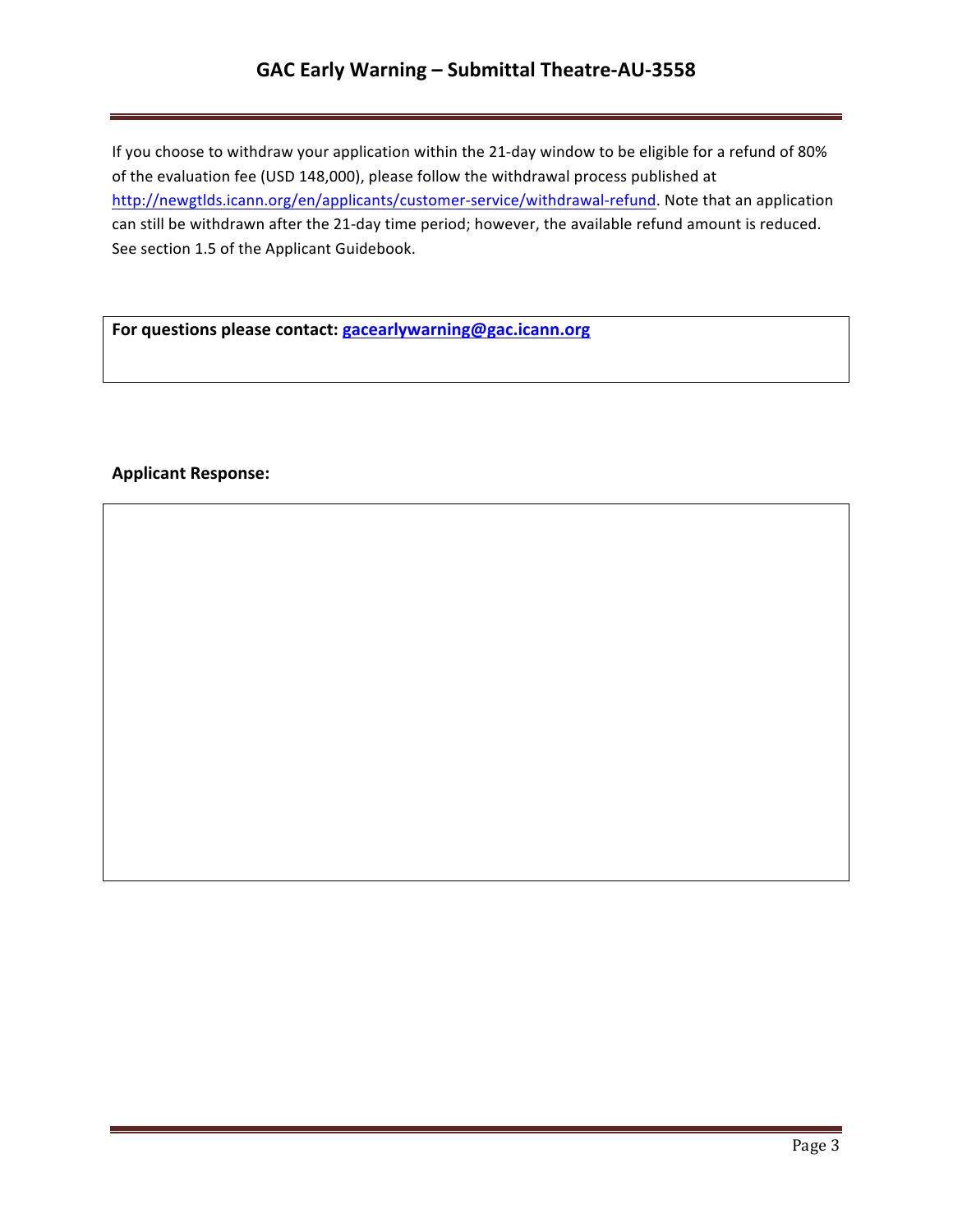If you choose to withdraw your application within the 21-day window to be eligible for a refund of 80% of the evaluation fee (USD 148,000), please follow the withdrawal process published at http://newgtlds.icann.org/en/applicants/customer-service/withdrawal-refund. Note that an application can still be withdrawn after the 21-day time period; however, the available refund amount is reduced. See section 1.5 of the Applicant Guidebook.

**For questions please contact: gacearlywarning@gac.icann.org**

**Applicant Response:**